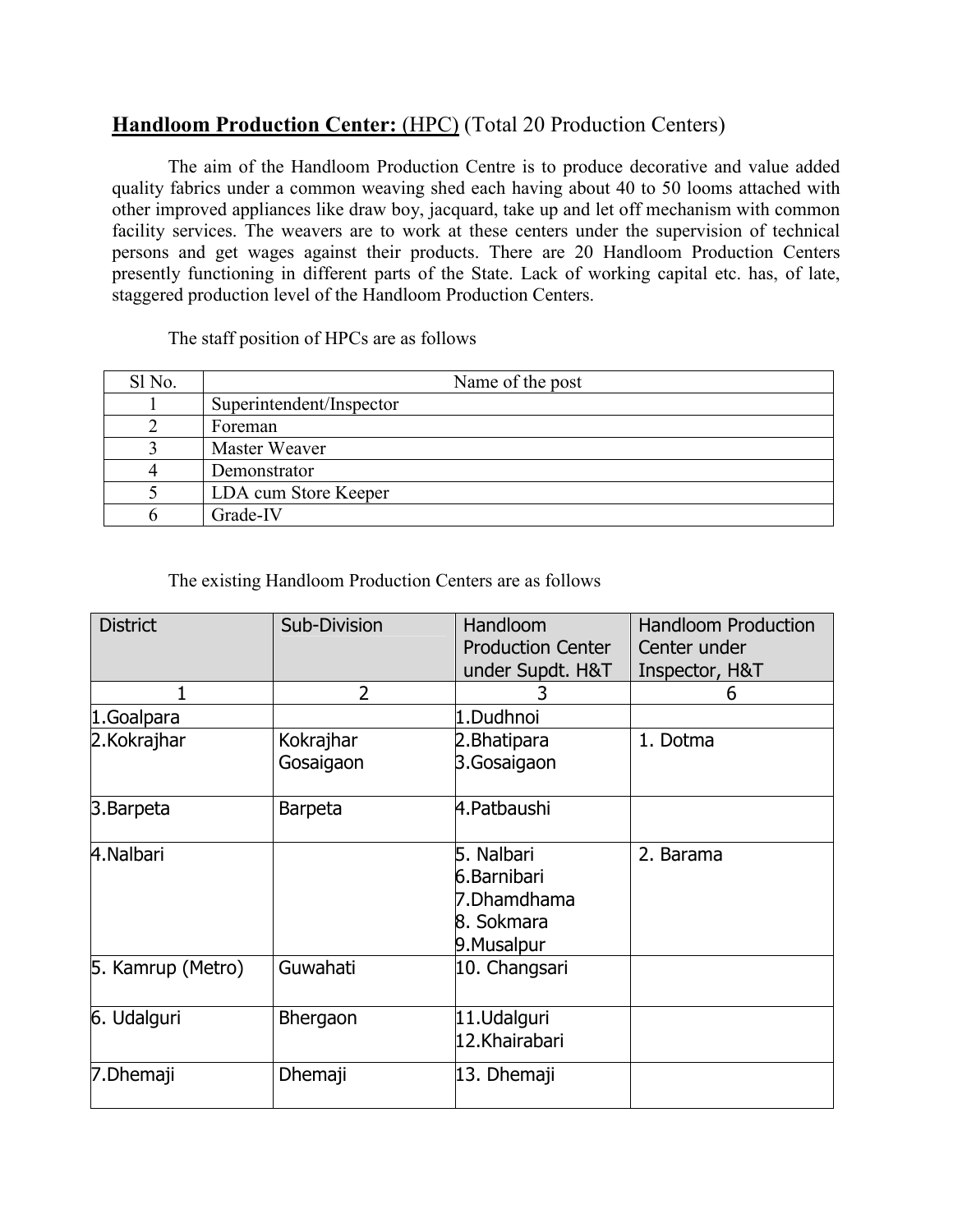## **Handloom Production Center:** (HPC) (Total 20 Production Centers)

The aim of the Handloom Production Centre is to produce decorative and value added quality fabrics under a common weaving shed each having about 40 to 50 looms attached with other improved appliances like draw boy, jacquard, take up and let off mechanism with common facility services. The weavers are to work at these centers under the supervision of technical persons and get wages against their products. There are 20 Handloom Production Centers presently functioning in different parts of the State. Lack of working capital etc. has, of late, staggered production level of the Handloom Production Centers.

The staff position of HPCs are as follows

| Sl No. | Name of the post |
|---|---|
| 1 | Superintendent/Inspector |
| 2 | Foreman |
| 3 | Master Weaver |
| 4 | Demonstrator |
| 5 | LDA cum Store Keeper |
| 6 | Grade-IV |

The existing Handloom Production Centers are as follows

| District | Sub-Division | Handloom Production Center under Supdt. H&T | Handloom Production Center under Inspector, H&T |
|---|---|---|---|
| 1 | 2 | 3 | 6 |
| 1.Goalpara | | 1.Dudhnoi | |
| 2.Kokrajhar | Kokrajhar<br>Gosaigaon | 2.Bhatipara<br>3.Gosaigaon | 1. Dotma |
| 3.Barpeta | Barpeta | 4.Patbaushi | |
| 4.Nalbari | | 5. Nalbari<br>6.Barnibari<br>7.Dhamdhama<br>8. Sokmara<br>9.Musalpur | 2. Barama |
| 5. Kamrup (Metro) | Guwahati | 10. Changsari | |
| 6. Udalguri | Bhergaon | 11.Udalguri<br>12.Khairabari | |
| 7.Dhemaji | Dhemaji | 13. Dhemaji | |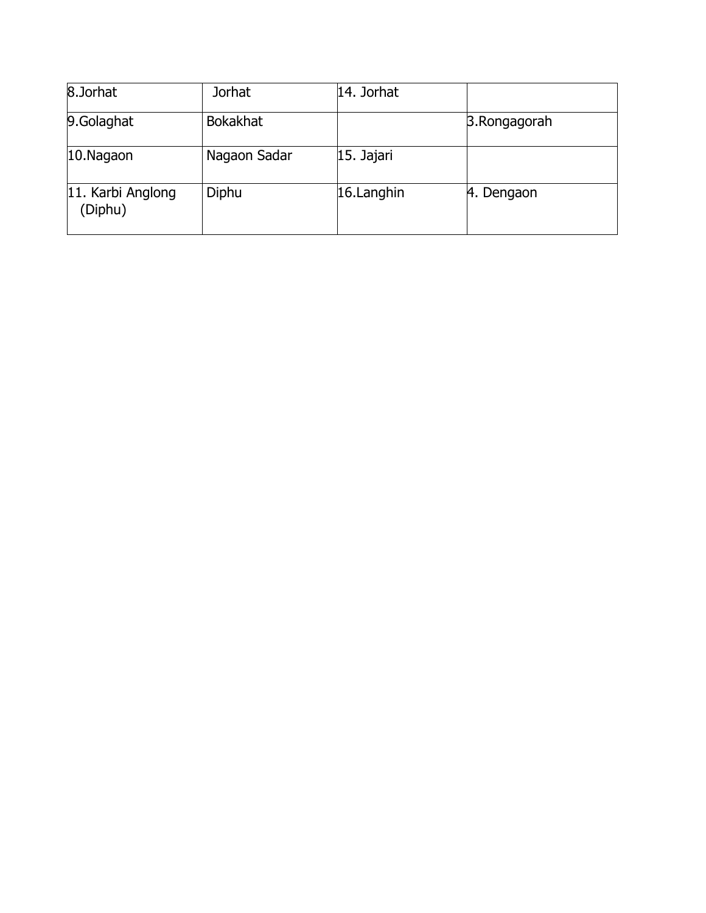| | | | |
|---|---|---|---|
| 8.Jorhat | Jorhat | 14. Jorhat | |
| 9.Golaghat | Bokakhat | | 3.Rongagorah |
| 10.Nagaon | Nagaon Sadar | 15. Jajari | |
| 11. Karbi Anglong (Diphu) | Diphu | 16.Langhin | 4. Dengaon |